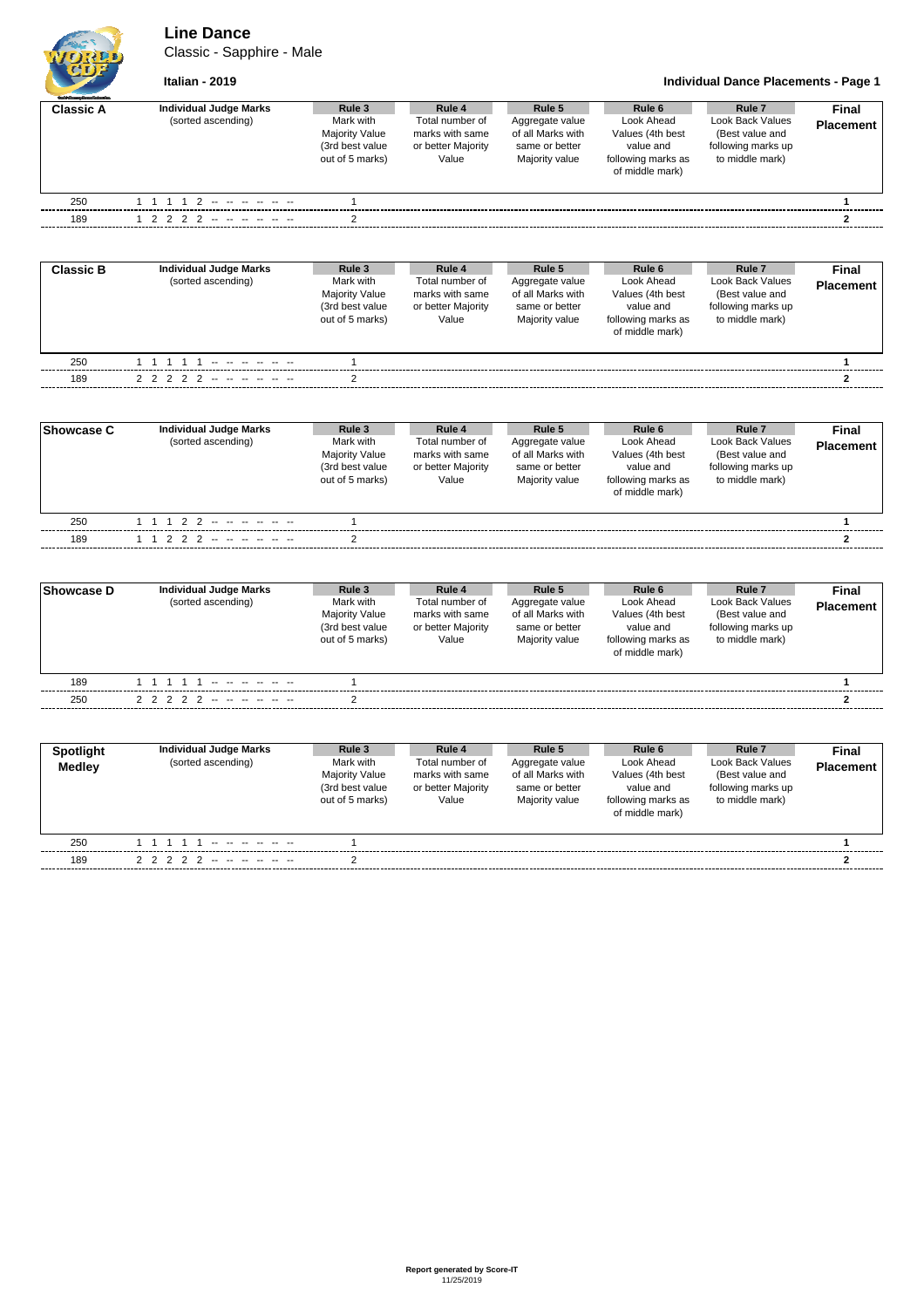# Line Dance

Classic - Sapphire - Male

**Italian - 2019**

**Individual Dance Placements - Page 1**

| Classic A | Individual Judge Marks (sorted ascending) | Rule 3 Mark with Majority Value (3rd best value out of 5 marks) | Rule 4 Total number of marks with same or better Majority Value | Rule 5 Aggregate value of all Marks with same or better Majority value | Rule 6 Look Ahead Values (4th best value and following marks as of middle mark) | Rule 7 Look Back Values (Best value and following marks up to middle mark) | Final Placement |
|---|---|---|---|---|---|---|---|
| 250 | 1 1 1 1 2 -- -- -- -- -- -- | 1 | | | | | **1** |
| 189 | 1 2 2 2 2 -- -- -- -- -- -- | 2 | | | | | **2** |

| Classic B | Individual Judge Marks (sorted ascending) | Rule 3 Mark with Majority Value (3rd best value out of 5 marks) | Rule 4 Total number of marks with same or better Majority Value | Rule 5 Aggregate value of all Marks with same or better Majority value | Rule 6 Look Ahead Values (4th best value and following marks as of middle mark) | Rule 7 Look Back Values (Best value and following marks up to middle mark) | Final Placement |
|---|---|---|---|---|---|---|---|
| 250 | 1 1 1 1 1 -- -- -- -- -- -- | 1 | | | | | **1** |
| 189 | 2 2 2 2 2 -- -- -- -- -- -- | 2 | | | | | **2** |

| Showcase C | Individual Judge Marks (sorted ascending) | Rule 3 Mark with Majority Value (3rd best value out of 5 marks) | Rule 4 Total number of marks with same or better Majority Value | Rule 5 Aggregate value of all Marks with same or better Majority value | Rule 6 Look Ahead Values (4th best value and following marks as of middle mark) | Rule 7 Look Back Values (Best value and following marks up to middle mark) | Final Placement |
|---|---|---|---|---|---|---|---|
| 250 | 1 1 1 2 2 -- -- -- -- -- -- | 1 | | | | | **1** |
| 189 | 1 1 2 2 2 -- -- -- -- -- -- | 2 | | | | | **2** |

| Showcase D | Individual Judge Marks (sorted ascending) | Rule 3 Mark with Majority Value (3rd best value out of 5 marks) | Rule 4 Total number of marks with same or better Majority Value | Rule 5 Aggregate value of all Marks with same or better Majority value | Rule 6 Look Ahead Values (4th best value and following marks as of middle mark) | Rule 7 Look Back Values (Best value and following marks up to middle mark) | Final Placement |
|---|---|---|---|---|---|---|---|
| 189 | 1 1 1 1 1 -- -- -- -- -- -- | 1 | | | | | **1** |
| 250 | 2 2 2 2 2 -- -- -- -- -- -- | 2 | | | | | **2** |

| Spotlight Medley | Individual Judge Marks (sorted ascending) | Rule 3 Mark with Majority Value (3rd best value out of 5 marks) | Rule 4 Total number of marks with same or better Majority Value | Rule 5 Aggregate value of all Marks with same or better Majority value | Rule 6 Look Ahead Values (4th best value and following marks as of middle mark) | Rule 7 Look Back Values (Best value and following marks up to middle mark) | Final Placement |
|---|---|---|---|---|---|---|---|
| 250 | 1 1 1 1 1 -- -- -- -- -- -- | 1 | | | | | **1** |
| 189 | 2 2 2 2 2 -- -- -- -- -- -- | 2 | | | | | **2** |

**Report generated by Score-IT**
11/25/2019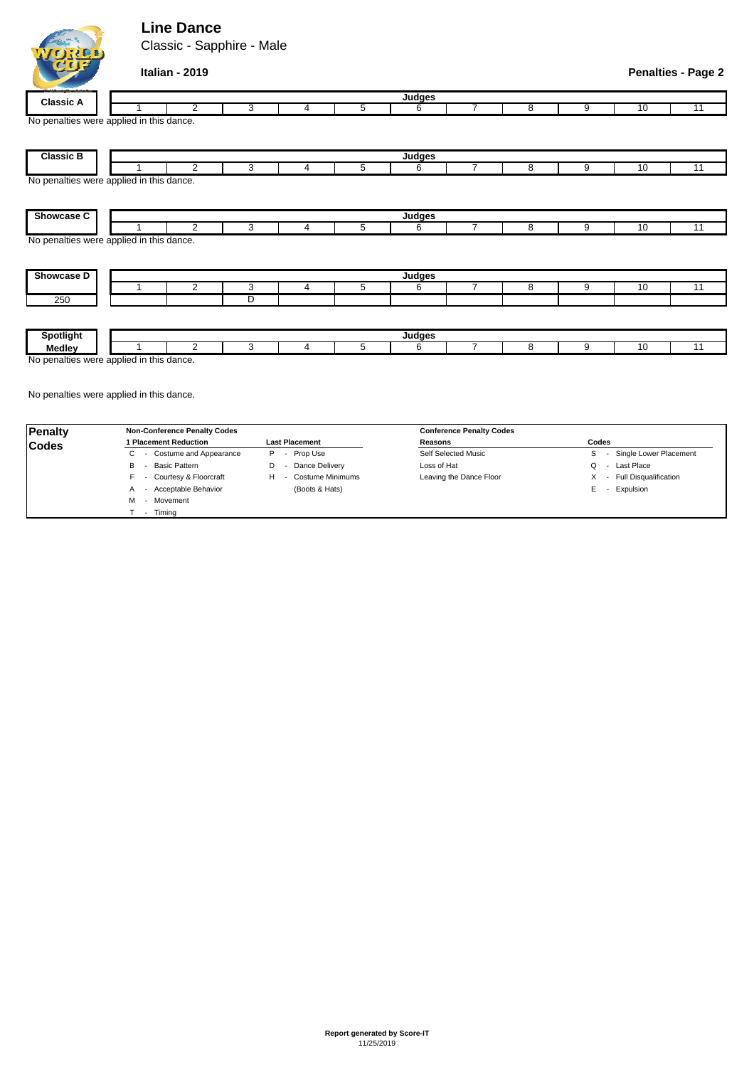# Line Dance

Classic - Sapphire - Male

**Italian - 2019**

**Penalties - Page 2**

| Classic A | Judges | | | | | | | | | | |
|---|---|---|---|---|---|---|---|---|---|---|---|
| | 1 | 2 | 3 | 4 | 5 | 6 | 7 | 8 | 9 | 10 | 11 |

No penalties were applied in this dance.

| Classic B | Judges | | | | | | | | | | |
|---|---|---|---|---|---|---|---|---|---|---|---|
| | 1 | 2 | 3 | 4 | 5 | 6 | 7 | 8 | 9 | 10 | 11 |

No penalties were applied in this dance.

| Showcase C | Judges | | | | | | | | | | |
|---|---|---|---|---|---|---|---|---|---|---|---|
| | 1 | 2 | 3 | 4 | 5 | 6 | 7 | 8 | 9 | 10 | 11 |

No penalties were applied in this dance.

| Showcase D | Judges | | | | | | | | | | |
|---|---|---|---|---|---|---|---|---|---|---|---|
| | 1 | 2 | 3 | 4 | 5 | 6 | 7 | 8 | 9 | 10 | 11 |
| 250 | | | D | | | | | | | | |

| Spotlight Medley | Judges | | | | | | | | | | |
|---|---|---|---|---|---|---|---|---|---|---|---|
| | 1 | 2 | 3 | 4 | 5 | 6 | 7 | 8 | 9 | 10 | 11 |

No penalties were applied in this dance.

No penalties were applied in this dance.

**Penalty Codes**

| Non-Conference Penalty Codes | | Conference Penalty Codes | |
|---|---|---|---|
| **1 Placement Reduction** | **Last Placement** | **Reasons** | **Codes** |
| C - Costume and Appearance | P - Prop Use | Self Selected Music | S - Single Lower Placement |
| B - Basic Pattern | D - Dance Delivery | Loss of Hat | Q - Last Place |
| F - Courtesy & Floorcraft | H - Costume Minimums (Boots & Hats) | Leaving the Dance Floor | X - Full Disqualification |
| A - Acceptable Behavior | | | E - Expulsion |
| M - Movement | | | |
| T - Timing | | | |

**Report generated by Score-IT**
11/25/2019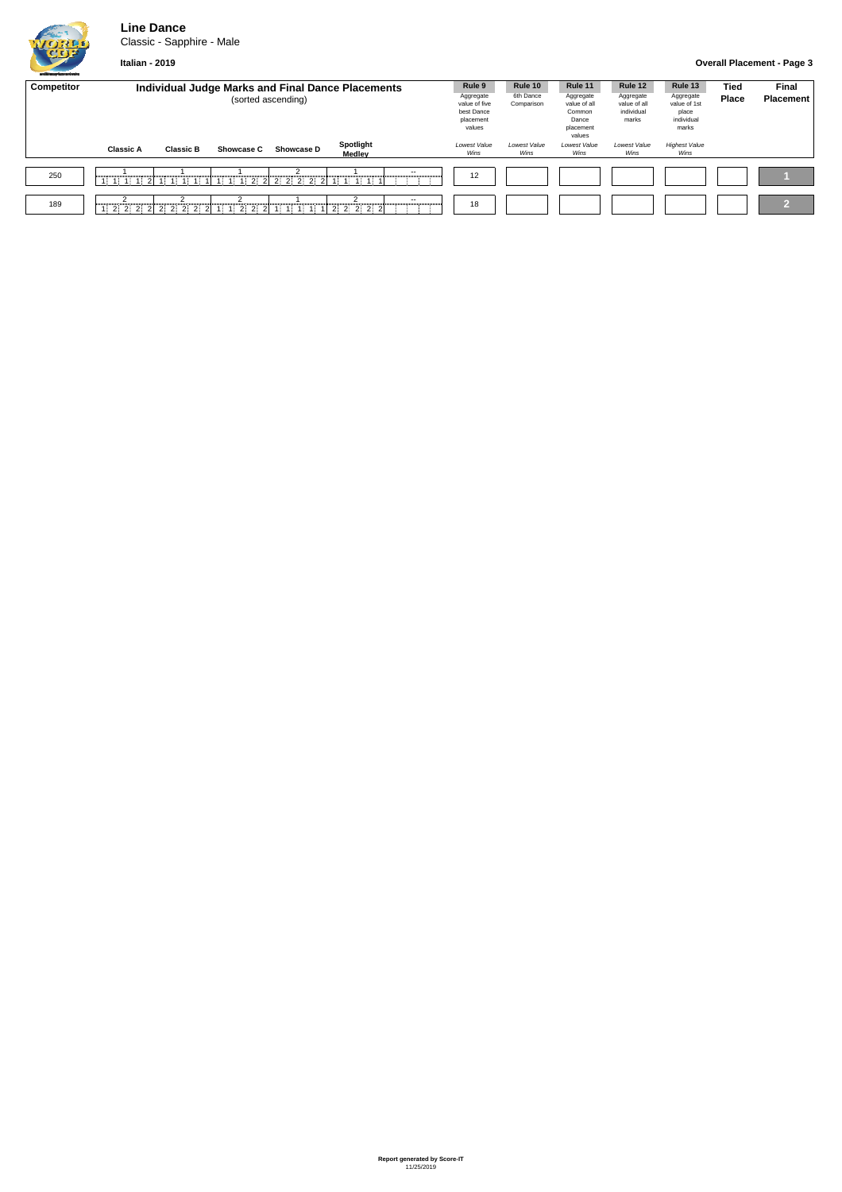# Line Dance

Classic - Sapphire - Male

**Italian - 2019**

**Overall Placement - Page 3**

| Competitor | Individual Judge Marks and Final Dance Placements (sorted ascending) | | | | | | Rule 9 | Rule 10 | Rule 11 | Rule 12 | Rule 13 | Tied Place | Final Placement |
|---|---|---|---|---|---|---|---|---|---|---|---|---|---|
| | | | | | | | Aggregate value of five best Dance placement values | 6th Dance Comparison | Aggregate value of all Common Dance placement values | Aggregate value of all individual marks | Aggregate value of 1st place individual marks | | |
| | Classic A | Classic B | Showcase C | Showcase D | Spotlight Medley | | *Lowest Value Wins* | *Lowest Value Wins* | *Lowest Value Wins* | *Lowest Value Wins* | *Highest Value Wins* | | |
| 250 | 1<br>1 1 1 1 2 | 1<br>1 1 1 1 1 | 1<br>1 1 1 2 2 | 2<br>2 2 2 2 2 | 1<br>1 1 1 1 1 | -- | 12 | | | | | | 1 |
| 189 | 2<br>1 2 2 2 2 | 2<br>2 2 2 2 2 | 2<br>1 1 2 2 2 | 1<br>1 1 1 1 1 | 2<br>2 2 2 2 2 | -- | 18 | | | | | | 2 |

**Report generated by Score-IT**
11/25/2019